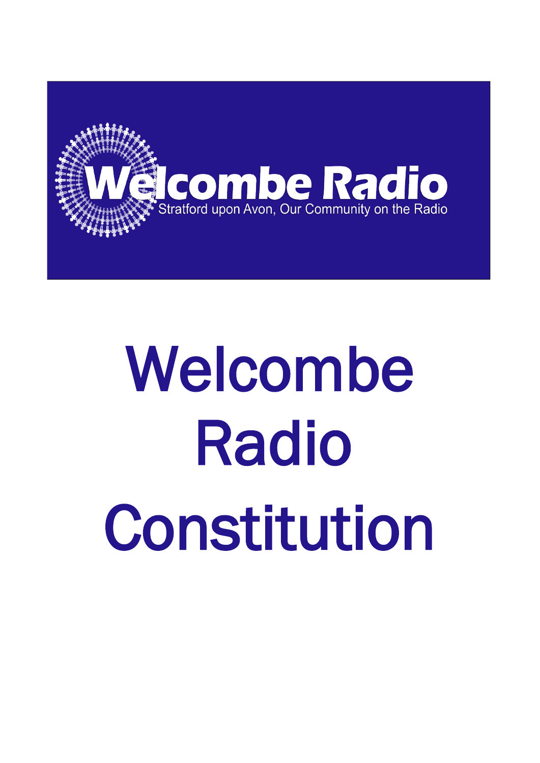Welcombe Radio

Stratford upon Avon, Our Community on the Radio

# Welcombe Radio Constitution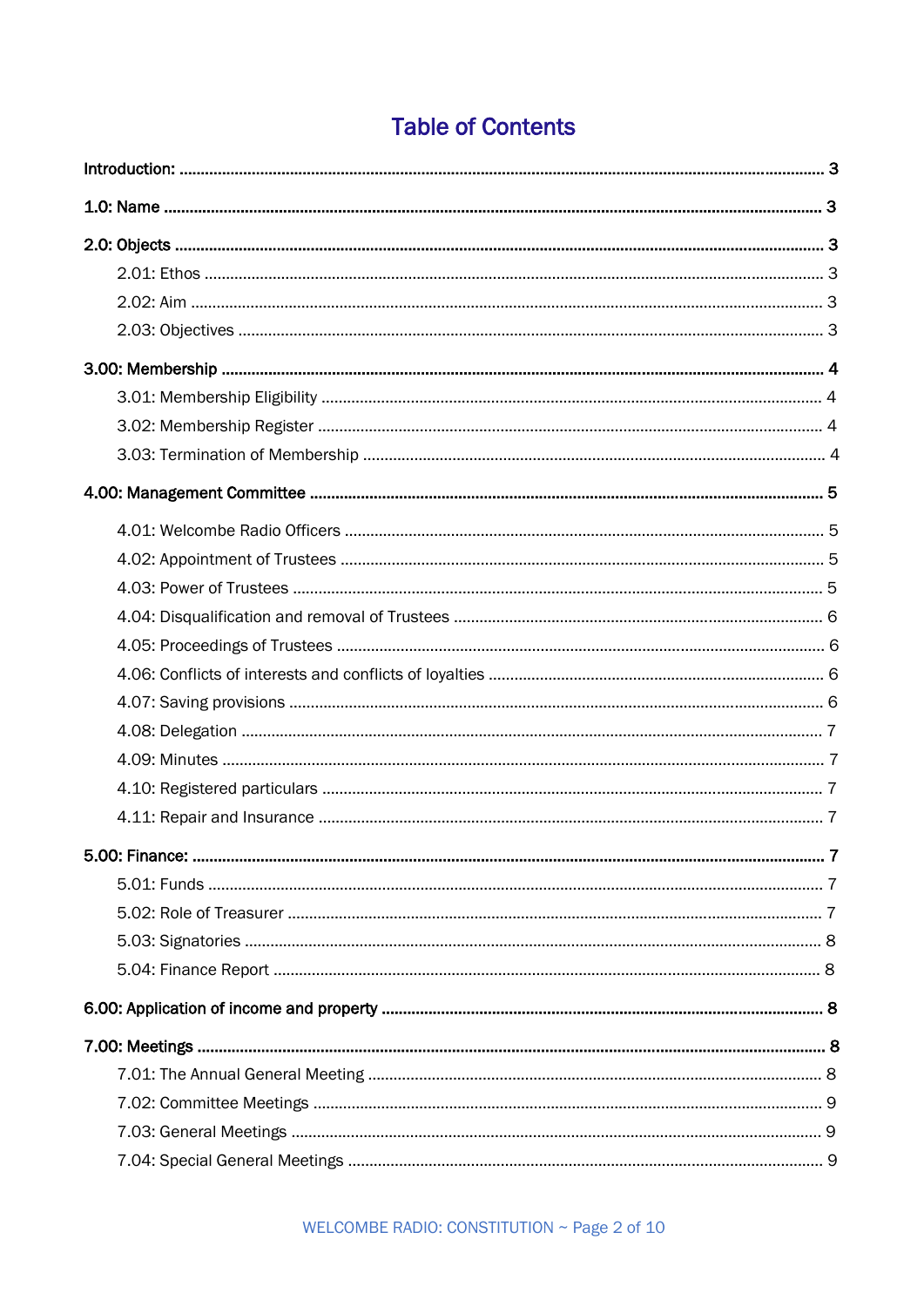# Table of Contents

**Introduction:** .......... 3

**1.0: Name** .......... 3

**2.0: Objects** .......... 3

- 2.01: Ethos .......... 3
- 2.02: Aim .......... 3
- 2.03: Objectives .......... 3

**3.00: Membership** .......... 4

- 3.01: Membership Eligibility .......... 4
- 3.02: Membership Register .......... 4
- 3.03: Termination of Membership .......... 4

**4.00: Management Committee** .......... 5

- 4.01: Welcombe Radio Officers .......... 5
- 4.02: Appointment of Trustees .......... 5
- 4.03: Power of Trustees .......... 5
- 4.04: Disqualification and removal of Trustees .......... 6
- 4.05: Proceedings of Trustees .......... 6
- 4.06: Conflicts of interests and conflicts of loyalties .......... 6
- 4.07: Saving provisions .......... 6
- 4.08: Delegation .......... 7
- 4.09: Minutes .......... 7
- 4.10: Registered particulars .......... 7
- 4.11: Repair and Insurance .......... 7

**5.00: Finance:** .......... 7

- 5.01: Funds .......... 7
- 5.02: Role of Treasurer .......... 7
- 5.03: Signatories .......... 8
- 5.04: Finance Report .......... 8

**6.00: Application of income and property** .......... 8

**7.00: Meetings** .......... 8

- 7.01: The Annual General Meeting .......... 8
- 7.02: Committee Meetings .......... 9
- 7.03: General Meetings .......... 9
- 7.04: Special General Meetings .......... 9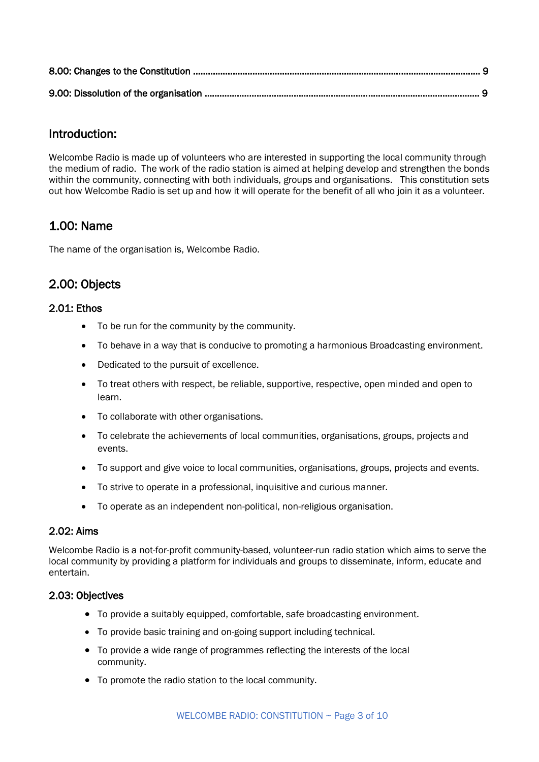8.00: Changes to the Constitution ........................................................................................................... 9

9.00: Dissolution of the organisation ........................................................................................................ 9

## Introduction:

Welcombe Radio is made up of volunteers who are interested in supporting the local community through the medium of radio. The work of the radio station is aimed at helping develop and strengthen the bonds within the community, connecting with both individuals, groups and organisations. This constitution sets out how Welcombe Radio is set up and how it will operate for the benefit of all who join it as a volunteer.

## 1.00: Name

The name of the organisation is, Welcombe Radio.

## 2.00: Objects

### 2.01: Ethos

- To be run for the community by the community.
- To behave in a way that is conducive to promoting a harmonious Broadcasting environment.
- Dedicated to the pursuit of excellence.
- To treat others with respect, be reliable, supportive, respective, open minded and open to learn.
- To collaborate with other organisations.
- To celebrate the achievements of local communities, organisations, groups, projects and events.
- To support and give voice to local communities, organisations, groups, projects and events.
- To strive to operate in a professional, inquisitive and curious manner.
- To operate as an independent non-political, non-religious organisation.

### 2.02: Aims

Welcombe Radio is a not-for-profit community-based, volunteer-run radio station which aims to serve the local community by providing a platform for individuals and groups to disseminate, inform, educate and entertain.

### 2.03: Objectives

- To provide a suitably equipped, comfortable, safe broadcasting environment.
- To provide basic training and on-going support including technical.
- To provide a wide range of programmes reflecting the interests of the local community.
- To promote the radio station to the local community.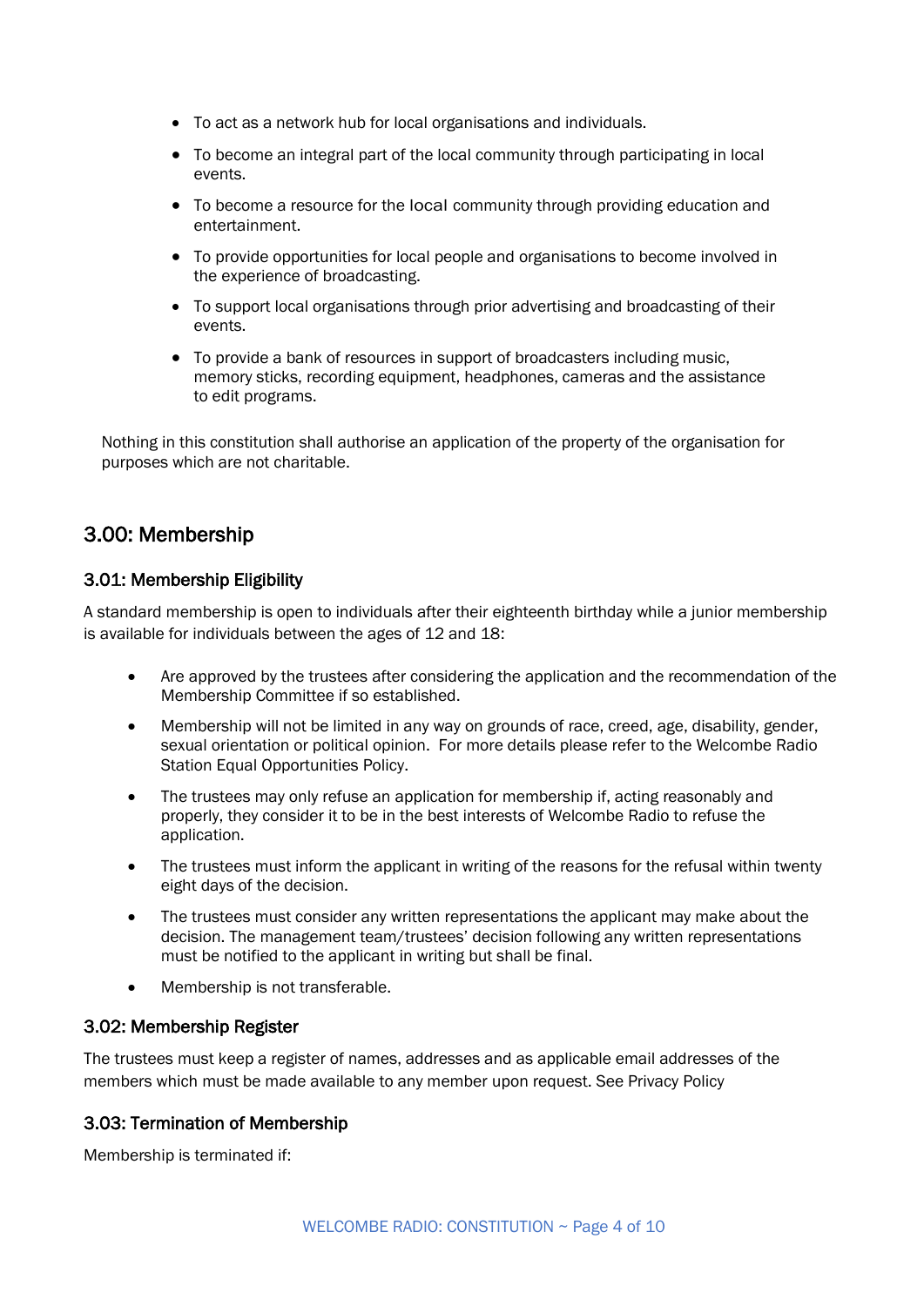- To act as a network hub for local organisations and individuals.
- To become an integral part of the local community through participating in local events.
- To become a resource for the local community through providing education and entertainment.
- To provide opportunities for local people and organisations to become involved in the experience of broadcasting.
- To support local organisations through prior advertising and broadcasting of their events.
- To provide a bank of resources in support of broadcasters including music, memory sticks, recording equipment, headphones, cameras and the assistance to edit programs.

Nothing in this constitution shall authorise an application of the property of the organisation for purposes which are not charitable.

## 3.00: Membership

### 3.01: Membership Eligibility

A standard membership is open to individuals after their eighteenth birthday while a junior membership is available for individuals between the ages of 12 and 18:

- Are approved by the trustees after considering the application and the recommendation of the Membership Committee if so established.
- Membership will not be limited in any way on grounds of race, creed, age, disability, gender, sexual orientation or political opinion. For more details please refer to the Welcombe Radio Station Equal Opportunities Policy.
- The trustees may only refuse an application for membership if, acting reasonably and properly, they consider it to be in the best interests of Welcombe Radio to refuse the application.
- The trustees must inform the applicant in writing of the reasons for the refusal within twenty eight days of the decision.
- The trustees must consider any written representations the applicant may make about the decision. The management team/trustees' decision following any written representations must be notified to the applicant in writing but shall be final.
- Membership is not transferable.

### 3.02: Membership Register

The trustees must keep a register of names, addresses and as applicable email addresses of the members which must be made available to any member upon request. See Privacy Policy

### 3.03: Termination of Membership

Membership is terminated if: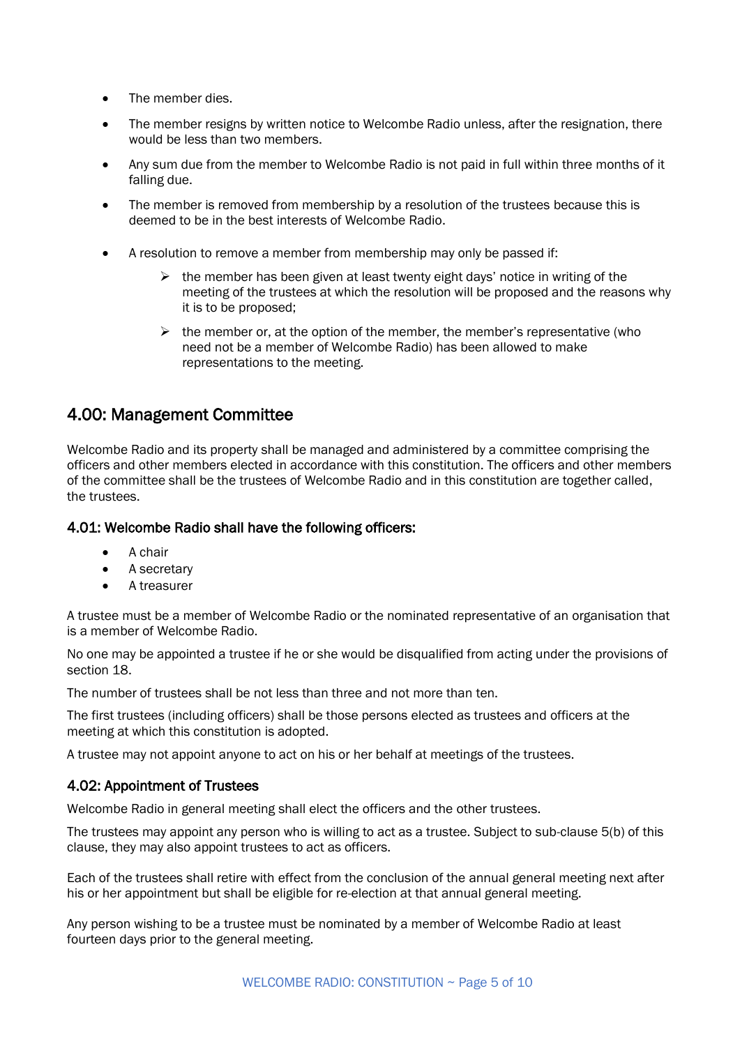- The member dies.
- The member resigns by written notice to Welcombe Radio unless, after the resignation, there would be less than two members.
- Any sum due from the member to Welcombe Radio is not paid in full within three months of it falling due.
- The member is removed from membership by a resolution of the trustees because this is deemed to be in the best interests of Welcombe Radio.
- A resolution to remove a member from membership may only be passed if:
  - the member has been given at least twenty eight days' notice in writing of the meeting of the trustees at which the resolution will be proposed and the reasons why it is to be proposed;
  - the member or, at the option of the member, the member's representative (who need not be a member of Welcombe Radio) has been allowed to make representations to the meeting.

## 4.00: Management Committee

Welcombe Radio and its property shall be managed and administered by a committee comprising the officers and other members elected in accordance with this constitution. The officers and other members of the committee shall be the trustees of Welcombe Radio and in this constitution are together called, the trustees.

### 4.01: Welcombe Radio shall have the following officers:

- A chair
- A secretary
- A treasurer

A trustee must be a member of Welcombe Radio or the nominated representative of an organisation that is a member of Welcombe Radio.

No one may be appointed a trustee if he or she would be disqualified from acting under the provisions of section 18.

The number of trustees shall be not less than three and not more than ten.

The first trustees (including officers) shall be those persons elected as trustees and officers at the meeting at which this constitution is adopted.

A trustee may not appoint anyone to act on his or her behalf at meetings of the trustees.

### 4.02: Appointment of Trustees

Welcombe Radio in general meeting shall elect the officers and the other trustees.

The trustees may appoint any person who is willing to act as a trustee. Subject to sub-clause 5(b) of this clause, they may also appoint trustees to act as officers.

Each of the trustees shall retire with effect from the conclusion of the annual general meeting next after his or her appointment but shall be eligible for re-election at that annual general meeting.

Any person wishing to be a trustee must be nominated by a member of Welcombe Radio at least fourteen days prior to the general meeting.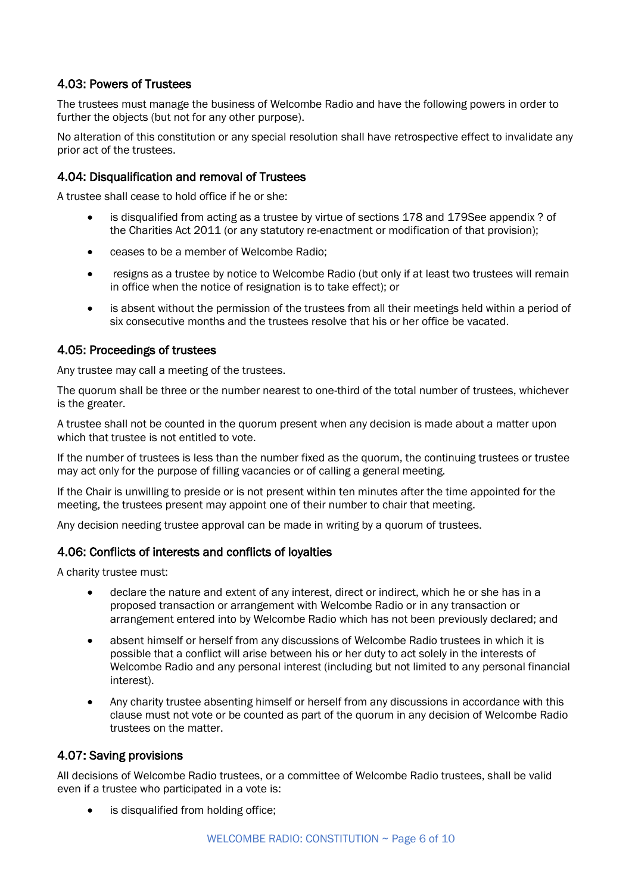### 4.03: Powers of Trustees

The trustees must manage the business of Welcombe Radio and have the following powers in order to further the objects (but not for any other purpose).

No alteration of this constitution or any special resolution shall have retrospective effect to invalidate any prior act of the trustees.

### 4.04: Disqualification and removal of Trustees

A trustee shall cease to hold office if he or she:

- is disqualified from acting as a trustee by virtue of sections 178 and 179See appendix ? of the Charities Act 2011 (or any statutory re-enactment or modification of that provision);
- ceases to be a member of Welcombe Radio;
- resigns as a trustee by notice to Welcombe Radio (but only if at least two trustees will remain in office when the notice of resignation is to take effect); or
- is absent without the permission of the trustees from all their meetings held within a period of six consecutive months and the trustees resolve that his or her office be vacated.

### 4.05: Proceedings of trustees

Any trustee may call a meeting of the trustees.

The quorum shall be three or the number nearest to one-third of the total number of trustees, whichever is the greater.

A trustee shall not be counted in the quorum present when any decision is made about a matter upon which that trustee is not entitled to vote.

If the number of trustees is less than the number fixed as the quorum, the continuing trustees or trustee may act only for the purpose of filling vacancies or of calling a general meeting.

If the Chair is unwilling to preside or is not present within ten minutes after the time appointed for the meeting, the trustees present may appoint one of their number to chair that meeting.

Any decision needing trustee approval can be made in writing by a quorum of trustees.

### 4.06: Conflicts of interests and conflicts of loyalties

A charity trustee must:

- declare the nature and extent of any interest, direct or indirect, which he or she has in a proposed transaction or arrangement with Welcombe Radio or in any transaction or arrangement entered into by Welcombe Radio which has not been previously declared; and
- absent himself or herself from any discussions of Welcombe Radio trustees in which it is possible that a conflict will arise between his or her duty to act solely in the interests of Welcombe Radio and any personal interest (including but not limited to any personal financial interest).
- Any charity trustee absenting himself or herself from any discussions in accordance with this clause must not vote or be counted as part of the quorum in any decision of Welcombe Radio trustees on the matter.

### 4.07: Saving provisions

All decisions of Welcombe Radio trustees, or a committee of Welcombe Radio trustees, shall be valid even if a trustee who participated in a vote is:

- is disqualified from holding office;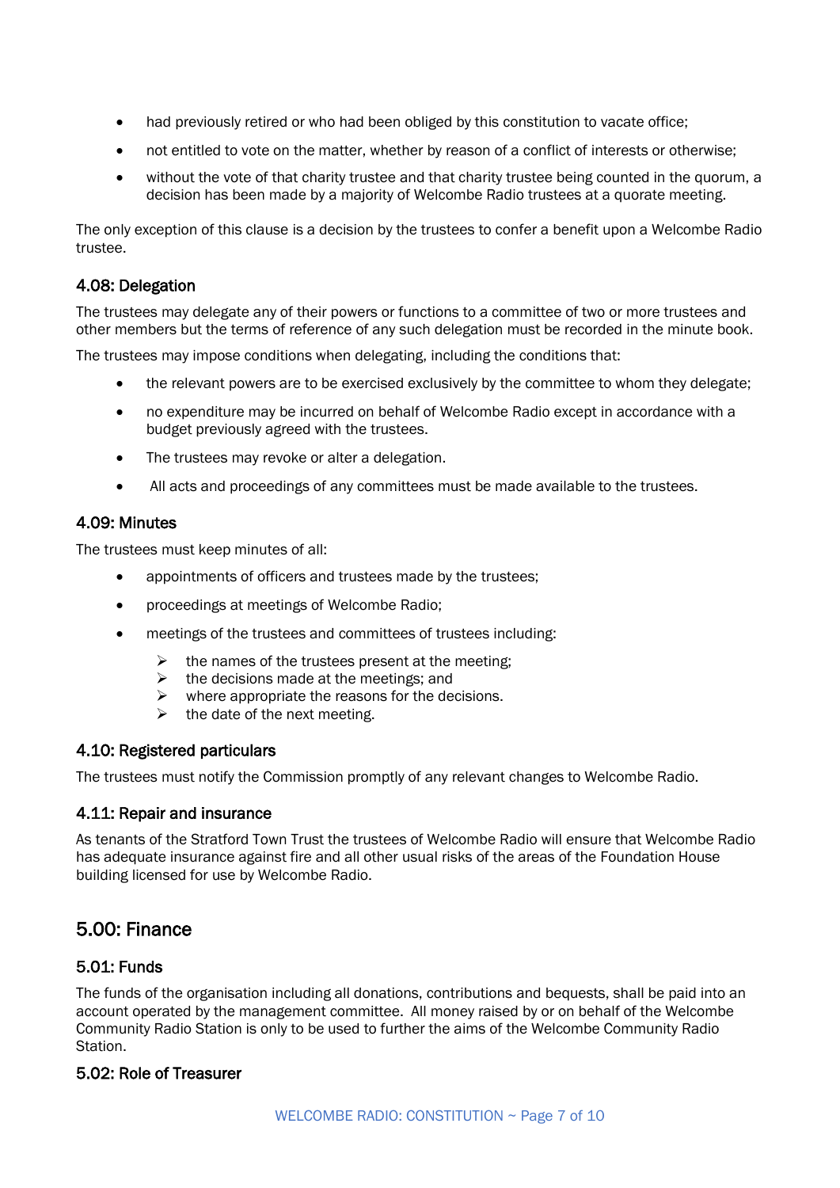- had previously retired or who had been obliged by this constitution to vacate office;
- not entitled to vote on the matter, whether by reason of a conflict of interests or otherwise;
- without the vote of that charity trustee and that charity trustee being counted in the quorum, a decision has been made by a majority of Welcombe Radio trustees at a quorate meeting.

The only exception of this clause is a decision by the trustees to confer a benefit upon a Welcombe Radio trustee.

### 4.08: Delegation

The trustees may delegate any of their powers or functions to a committee of two or more trustees and other members but the terms of reference of any such delegation must be recorded in the minute book.

The trustees may impose conditions when delegating, including the conditions that:

- the relevant powers are to be exercised exclusively by the committee to whom they delegate;
- no expenditure may be incurred on behalf of Welcombe Radio except in accordance with a budget previously agreed with the trustees.
- The trustees may revoke or alter a delegation.
- All acts and proceedings of any committees must be made available to the trustees.

### 4.09: Minutes

The trustees must keep minutes of all:

- appointments of officers and trustees made by the trustees;
- proceedings at meetings of Welcombe Radio;
- meetings of the trustees and committees of trustees including:
    - the names of the trustees present at the meeting;
    - the decisions made at the meetings; and
    - where appropriate the reasons for the decisions.
    - the date of the next meeting.

### 4.10: Registered particulars

The trustees must notify the Commission promptly of any relevant changes to Welcombe Radio.

### 4.11: Repair and insurance

As tenants of the Stratford Town Trust the trustees of Welcombe Radio will ensure that Welcombe Radio has adequate insurance against fire and all other usual risks of the areas of the Foundation House building licensed for use by Welcombe Radio.

## 5.00: Finance

### 5.01: Funds

The funds of the organisation including all donations, contributions and bequests, shall be paid into an account operated by the management committee. All money raised by or on behalf of the Welcombe Community Radio Station is only to be used to further the aims of the Welcombe Community Radio Station.

### 5.02: Role of Treasurer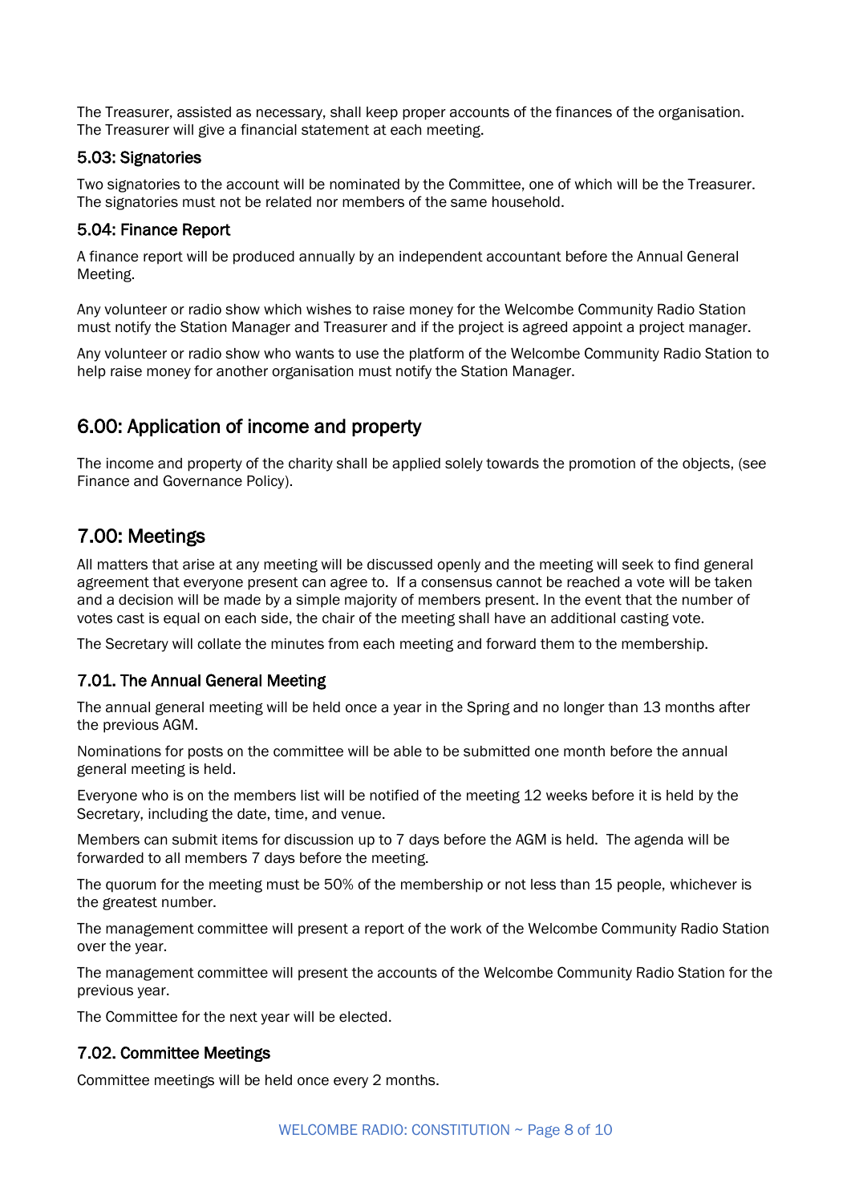The Treasurer, assisted as necessary, shall keep proper accounts of the finances of the organisation. The Treasurer will give a financial statement at each meeting.

### 5.03: Signatories

Two signatories to the account will be nominated by the Committee, one of which will be the Treasurer. The signatories must not be related nor members of the same household.

### 5.04: Finance Report

A finance report will be produced annually by an independent accountant before the Annual General Meeting.

Any volunteer or radio show which wishes to raise money for the Welcombe Community Radio Station must notify the Station Manager and Treasurer and if the project is agreed appoint a project manager.

Any volunteer or radio show who wants to use the platform of the Welcombe Community Radio Station to help raise money for another organisation must notify the Station Manager.

## 6.00: Application of income and property

The income and property of the charity shall be applied solely towards the promotion of the objects, (see Finance and Governance Policy).

## 7.00: Meetings

All matters that arise at any meeting will be discussed openly and the meeting will seek to find general agreement that everyone present can agree to. If a consensus cannot be reached a vote will be taken and a decision will be made by a simple majority of members present. In the event that the number of votes cast is equal on each side, the chair of the meeting shall have an additional casting vote.

The Secretary will collate the minutes from each meeting and forward them to the membership.

### 7.01. The Annual General Meeting

The annual general meeting will be held once a year in the Spring and no longer than 13 months after the previous AGM.

Nominations for posts on the committee will be able to be submitted one month before the annual general meeting is held.

Everyone who is on the members list will be notified of the meeting 12 weeks before it is held by the Secretary, including the date, time, and venue.

Members can submit items for discussion up to 7 days before the AGM is held. The agenda will be forwarded to all members 7 days before the meeting.

The quorum for the meeting must be 50% of the membership or not less than 15 people, whichever is the greatest number.

The management committee will present a report of the work of the Welcombe Community Radio Station over the year.

The management committee will present the accounts of the Welcombe Community Radio Station for the previous year.

The Committee for the next year will be elected.

### 7.02. Committee Meetings

Committee meetings will be held once every 2 months.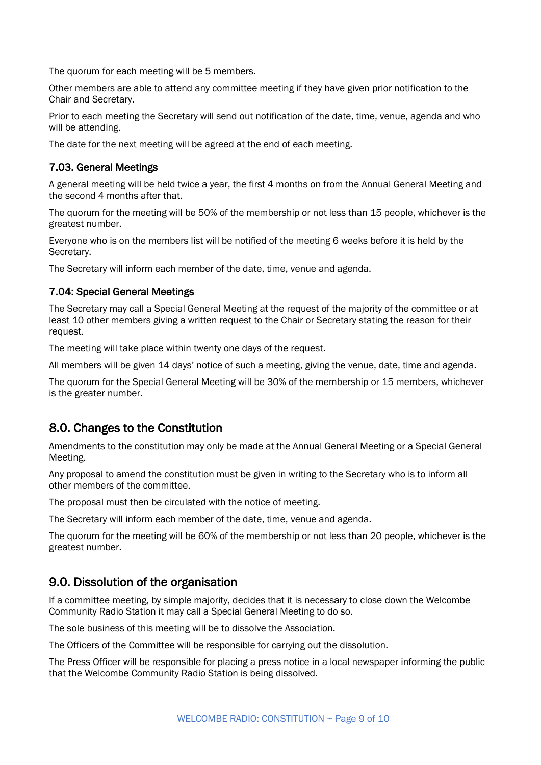The quorum for each meeting will be 5 members.

Other members are able to attend any committee meeting if they have given prior notification to the Chair and Secretary.

Prior to each meeting the Secretary will send out notification of the date, time, venue, agenda and who will be attending.

The date for the next meeting will be agreed at the end of each meeting.

### 7.03. General Meetings

A general meeting will be held twice a year, the first 4 months on from the Annual General Meeting and the second 4 months after that.

The quorum for the meeting will be 50% of the membership or not less than 15 people, whichever is the greatest number.

Everyone who is on the members list will be notified of the meeting 6 weeks before it is held by the Secretary.

The Secretary will inform each member of the date, time, venue and agenda.

### 7.04: Special General Meetings

The Secretary may call a Special General Meeting at the request of the majority of the committee or at least 10 other members giving a written request to the Chair or Secretary stating the reason for their request.

The meeting will take place within twenty one days of the request.

All members will be given 14 days' notice of such a meeting, giving the venue, date, time and agenda.

The quorum for the Special General Meeting will be 30% of the membership or 15 members, whichever is the greater number.

## 8.0. Changes to the Constitution

Amendments to the constitution may only be made at the Annual General Meeting or a Special General Meeting.

Any proposal to amend the constitution must be given in writing to the Secretary who is to inform all other members of the committee.

The proposal must then be circulated with the notice of meeting.

The Secretary will inform each member of the date, time, venue and agenda.

The quorum for the meeting will be 60% of the membership or not less than 20 people, whichever is the greatest number.

## 9.0. Dissolution of the organisation

If a committee meeting, by simple majority, decides that it is necessary to close down the Welcombe Community Radio Station it may call a Special General Meeting to do so.

The sole business of this meeting will be to dissolve the Association.

The Officers of the Committee will be responsible for carrying out the dissolution.

The Press Officer will be responsible for placing a press notice in a local newspaper informing the public that the Welcombe Community Radio Station is being dissolved.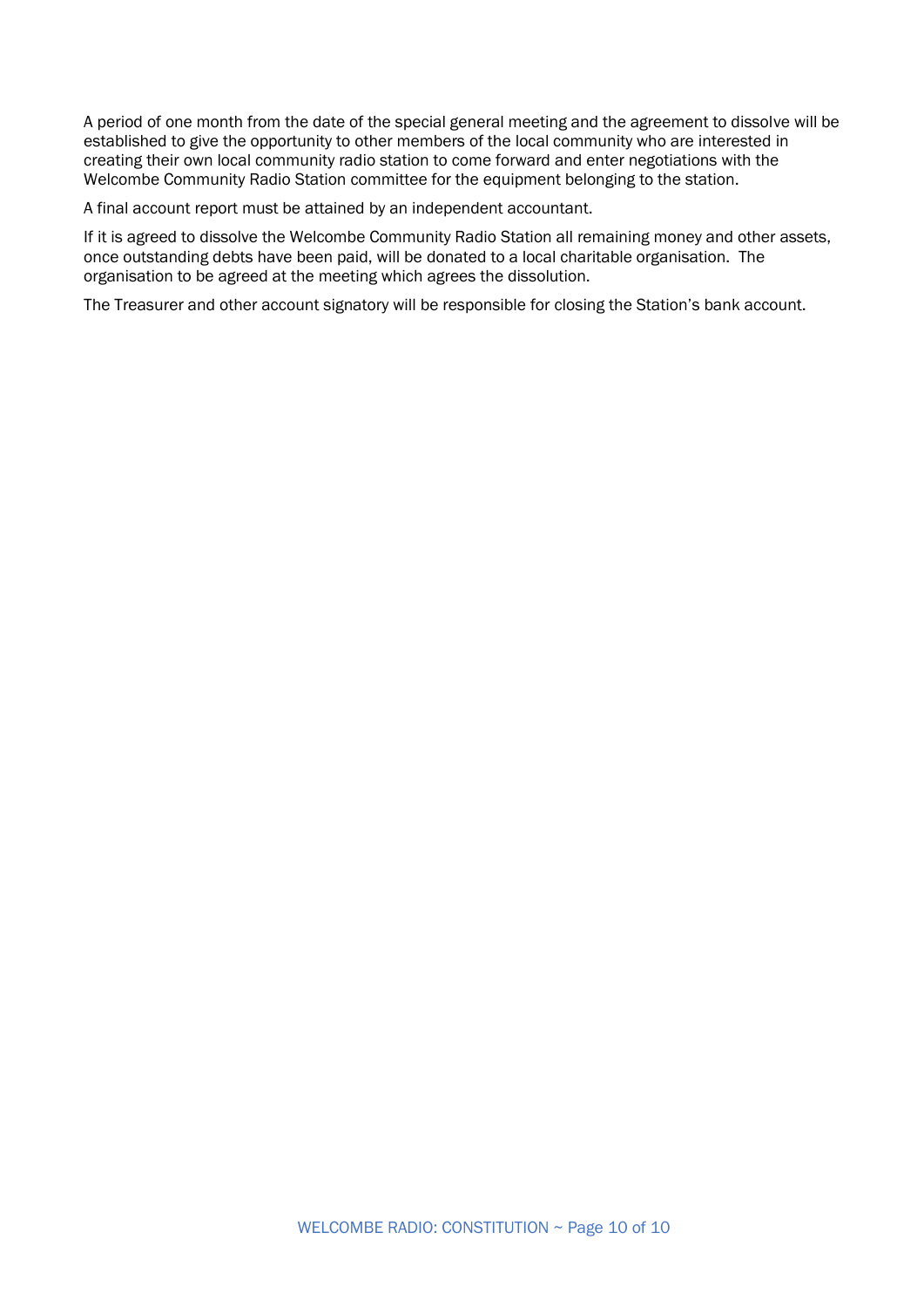A period of one month from the date of the special general meeting and the agreement to dissolve will be established to give the opportunity to other members of the local community who are interested in creating their own local community radio station to come forward and enter negotiations with the Welcombe Community Radio Station committee for the equipment belonging to the station.

A final account report must be attained by an independent accountant.

If it is agreed to dissolve the Welcombe Community Radio Station all remaining money and other assets, once outstanding debts have been paid, will be donated to a local charitable organisation. The organisation to be agreed at the meeting which agrees the dissolution.

The Treasurer and other account signatory will be responsible for closing the Station's bank account.